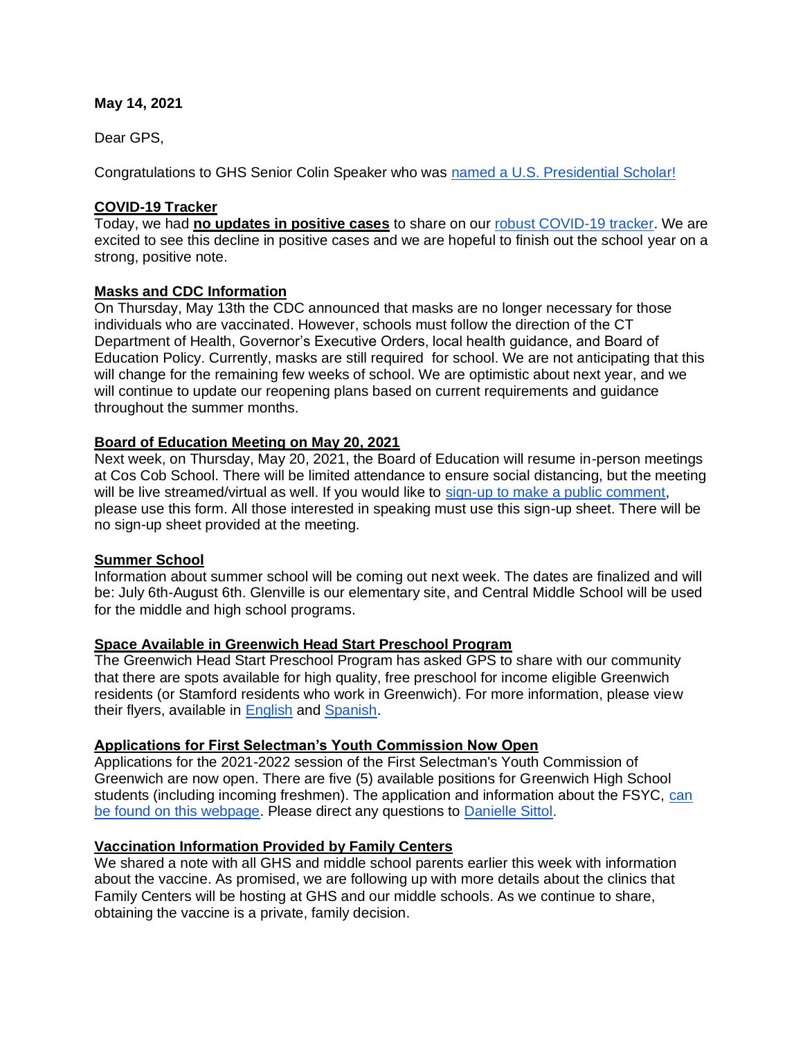**May 14, 2021**

Dear GPS,

Congratulations to GHS Senior Colin Speaker who was named a U.S. Presidential Scholar!

**COVID-19 Tracker**

Today, we had **no updates in positive cases** to share on our robust COVID-19 tracker. We are excited to see this decline in positive cases and we are hopeful to finish out the school year on a strong, positive note.

**Masks and CDC Information**

On Thursday, May 13th the CDC announced that masks are no longer necessary for those individuals who are vaccinated. However, schools must follow the direction of the CT Department of Health, Governor's Executive Orders, local health guidance, and Board of Education Policy. Currently, masks are still required for school. We are not anticipating that this will change for the remaining few weeks of school. We are optimistic about next year, and we will continue to update our reopening plans based on current requirements and guidance throughout the summer months.

**Board of Education Meeting on May 20, 2021**

Next week, on Thursday, May 20, 2021, the Board of Education will resume in-person meetings at Cos Cob School. There will be limited attendance to ensure social distancing, but the meeting will be live streamed/virtual as well. If you would like to sign-up to make a public comment, please use this form. All those interested in speaking must use this sign-up sheet. There will be no sign-up sheet provided at the meeting.

**Summer School**

Information about summer school will be coming out next week. The dates are finalized and will be: July 6th-August 6th. Glenville is our elementary site, and Central Middle School will be used for the middle and high school programs.

**Space Available in Greenwich Head Start Preschool Program**

The Greenwich Head Start Preschool Program has asked GPS to share with our community that there are spots available for high quality, free preschool for income eligible Greenwich residents (or Stamford residents who work in Greenwich). For more information, please view their flyers, available in English and Spanish.

**Applications for First Selectman's Youth Commission Now Open**

Applications for the 2021-2022 session of the First Selectman's Youth Commission of Greenwich are now open. There are five (5) available positions for Greenwich High School students (including incoming freshmen). The application and information about the FSYC, can be found on this webpage. Please direct any questions to Danielle Sittol.

**Vaccination Information Provided by Family Centers**

We shared a note with all GHS and middle school parents earlier this week with information about the vaccine. As promised, we are following up with more details about the clinics that Family Centers will be hosting at GHS and our middle schools. As we continue to share, obtaining the vaccine is a private, family decision.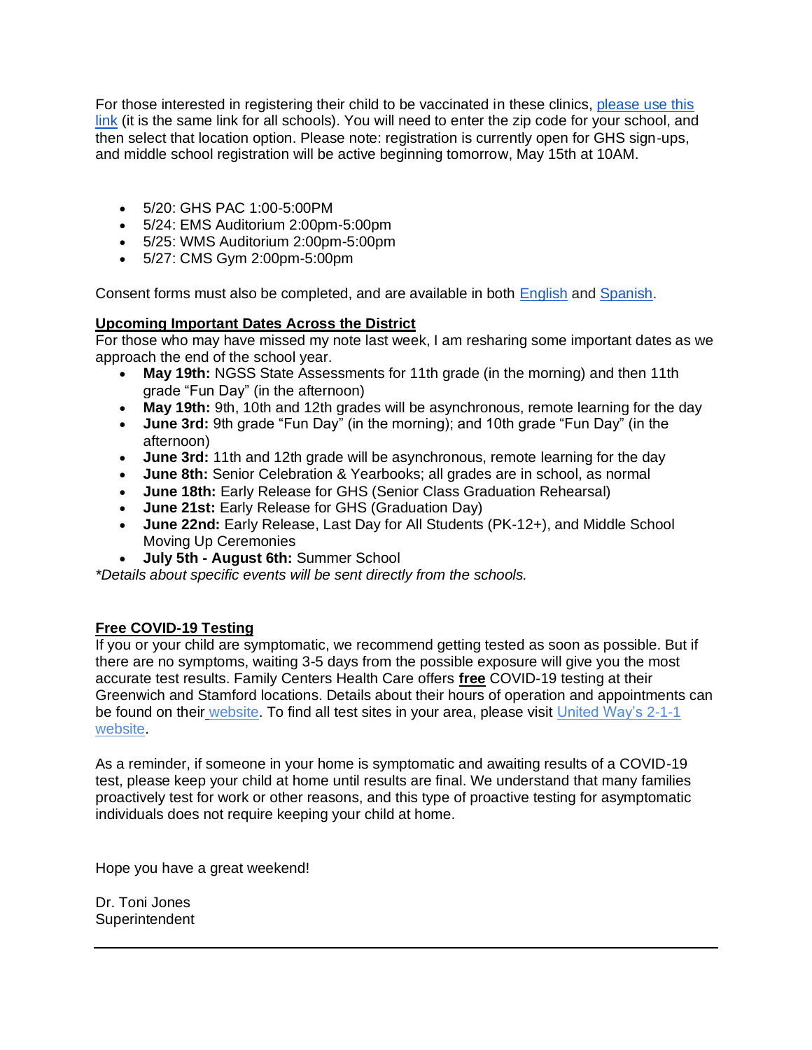For those interested in registering their child to be vaccinated in these clinics, please use this link (it is the same link for all schools). You will need to enter the zip code for your school, and then select that location option. Please note: registration is currently open for GHS sign-ups, and middle school registration will be active beginning tomorrow, May 15th at 10AM.

- 5/20: GHS PAC 1:00-5:00PM
- 5/24: EMS Auditorium 2:00pm-5:00pm
- 5/25: WMS Auditorium 2:00pm-5:00pm
- 5/27: CMS Gym 2:00pm-5:00pm

Consent forms must also be completed, and are available in both English and Spanish.

**Upcoming Important Dates Across the District**

For those who may have missed my note last week, I am resharing some important dates as we approach the end of the school year.

- **May 19th:** NGSS State Assessments for 11th grade (in the morning) and then 11th grade "Fun Day" (in the afternoon)
- **May 19th:** 9th, 10th and 12th grades will be asynchronous, remote learning for the day
- **June 3rd:** 9th grade "Fun Day" (in the morning); and 10th grade "Fun Day" (in the afternoon)
- **June 3rd:** 11th and 12th grade will be asynchronous, remote learning for the day
- **June 8th:** Senior Celebration & Yearbooks; all grades are in school, as normal
- **June 18th:** Early Release for GHS (Senior Class Graduation Rehearsal)
- **June 21st:** Early Release for GHS (Graduation Day)
- **June 22nd:** Early Release, Last Day for All Students (PK-12+), and Middle School Moving Up Ceremonies
- **July 5th - August 6th:** Summer School

*\*Details about specific events will be sent directly from the schools.*

**Free COVID-19 Testing**

If you or your child are symptomatic, we recommend getting tested as soon as possible. But if there are no symptoms, waiting 3-5 days from the possible exposure will give you the most accurate test results. Family Centers Health Care offers **free** COVID-19 testing at their Greenwich and Stamford locations. Details about their hours of operation and appointments can be found on their website. To find all test sites in your area, please visit United Way's 2-1-1 website.

As a reminder, if someone in your home is symptomatic and awaiting results of a COVID-19 test, please keep your child at home until results are final. We understand that many families proactively test for work or other reasons, and this type of proactive testing for asymptomatic individuals does not require keeping your child at home.

Hope you have a great weekend!

Dr. Toni Jones
Superintendent

---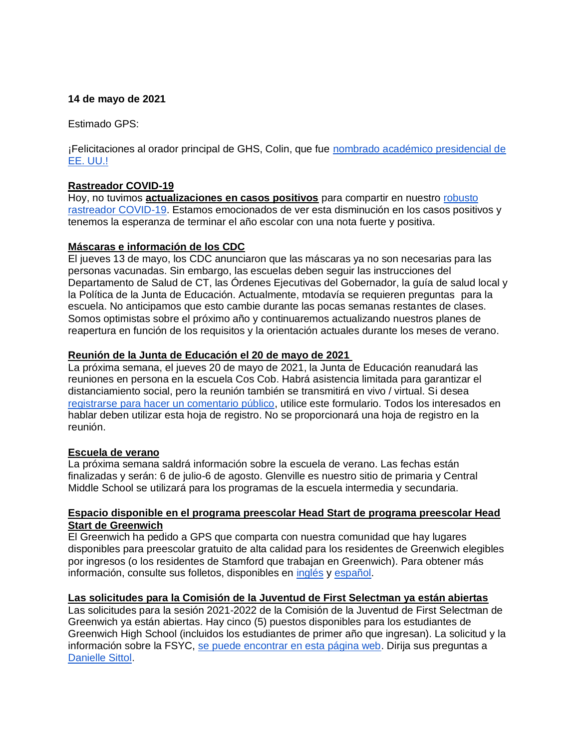**14 de mayo de 2021**

Estimado GPS:

¡Felicitaciones al orador principal de GHS, Colin, que fue nombrado académico presidencial de EE. UU.!

**Rastreador COVID-19**

Hoy, no tuvimos **actualizaciones en casos positivos** para compartir en nuestro robusto rastreador COVID-19. Estamos emocionados de ver esta disminución en los casos positivos y tenemos la esperanza de terminar el año escolar con una nota fuerte y positiva.

**Máscaras e información de los CDC**

El jueves 13 de mayo, los CDC anunciaron que las máscaras ya no son necesarias para las personas vacunadas. Sin embargo, las escuelas deben seguir las instrucciones del Departamento de Salud de CT, las Órdenes Ejecutivas del Gobernador, la guía de salud local y la Política de la Junta de Educación. Actualmente, mtodavía se requieren preguntas para la escuela. No anticipamos que esto cambie durante las pocas semanas restantes de clases. Somos optimistas sobre el próximo año y continuaremos actualizando nuestros planes de reapertura en función de los requisitos y la orientación actuales durante los meses de verano.

**Reunión de la Junta de Educación el 20 de mayo de 2021**

La próxima semana, el jueves 20 de mayo de 2021, la Junta de Educación reanudará las reuniones en persona en la escuela Cos Cob. Habrá asistencia limitada para garantizar el distanciamiento social, pero la reunión también se transmitirá en vivo / virtual. Si desea registrarse para hacer un comentario público, utilice este formulario. Todos los interesados en hablar deben utilizar esta hoja de registro. No se proporcionará una hoja de registro en la reunión.

**Escuela de verano**

La próxima semana saldrá información sobre la escuela de verano. Las fechas están finalizadas y serán: 6 de julio-6 de agosto. Glenville es nuestro sitio de primaria y Central Middle School se utilizará para los programas de la escuela intermedia y secundaria.

**Espacio disponible en el programa preescolar Head Start de programa preescolar Head Start de Greenwich**

El Greenwich ha pedido a GPS que comparta con nuestra comunidad que hay lugares disponibles para preescolar gratuito de alta calidad para los residentes de Greenwich elegibles por ingresos (o los residentes de Stamford que trabajan en Greenwich). Para obtener más información, consulte sus folletos, disponibles en inglés y español.

**Las solicitudes para la Comisión de la Juventud de First Selectman ya están abiertas**

Las solicitudes para la sesión 2021-2022 de la Comisión de la Juventud de First Selectman de Greenwich ya están abiertas. Hay cinco (5) puestos disponibles para los estudiantes de Greenwich High School (incluidos los estudiantes de primer año que ingresan). La solicitud y la información sobre la FSYC, se puede encontrar en esta página web. Dirija sus preguntas a Danielle Sittol.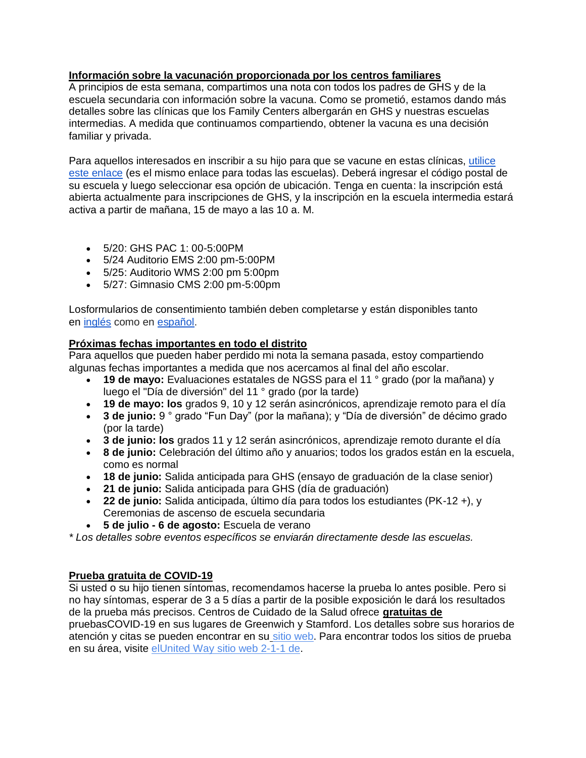**Información sobre la vacunación proporcionada por los centros familiares**

A principios de esta semana, compartimos una nota con todos los padres de GHS y de la escuela secundaria con información sobre la vacuna. Como se prometió, estamos dando más detalles sobre las clínicas que los Family Centers albergarán en GHS y nuestras escuelas intermedias. A medida que continuamos compartiendo, obtener la vacuna es una decisión familiar y privada.

Para aquellos interesados en inscribir a su hijo para que se vacune en estas clínicas, utilice este enlace (es el mismo enlace para todas las escuelas). Deberá ingresar el código postal de su escuela y luego seleccionar esa opción de ubicación. Tenga en cuenta: la inscripción está abierta actualmente para inscripciones de GHS, y la inscripción en la escuela intermedia estará activa a partir de mañana, 15 de mayo a las 10 a. M.

- 5/20: GHS PAC 1: 00-5:00PM
- 5/24 Auditorio EMS 2:00 pm-5:00PM
- 5/25: Auditorio WMS 2:00 pm 5:00pm
- 5/27: Gimnasio CMS 2:00 pm-5:00pm

Losformularios de consentimiento también deben completarse y están disponibles tanto en inglés como en español.

**Próximas fechas importantes en todo el distrito**

Para aquellos que pueden haber perdido mi nota la semana pasada, estoy compartiendo algunas fechas importantes a medida que nos acercamos al final del año escolar.

- **19 de mayo:** Evaluaciones estatales de NGSS para el 11 ° grado (por la mañana) y luego el "Día de diversión" del 11 ° grado (por la tarde)
- **19 de mayo: los** grados 9, 10 y 12 serán asincrónicos, aprendizaje remoto para el día
- **3 de junio:** 9 ° grado "Fun Day" (por la mañana); y "Día de diversión" de décimo grado (por la tarde)
- **3 de junio: los** grados 11 y 12 serán asincrónicos, aprendizaje remoto durante el día
- **8 de junio:** Celebración del último año y anuarios; todos los grados están en la escuela, como es normal
- **18 de junio:** Salida anticipada para GHS (ensayo de graduación de la clase senior)
- **21 de junio:** Salida anticipada para GHS (día de graduación)
- **22 de junio:** Salida anticipada, último día para todos los estudiantes (PK-12 +), y Ceremonias de ascenso de escuela secundaria
- **5 de julio - 6 de agosto:** Escuela de verano

*\* Los detalles sobre eventos específicos se enviarán directamente desde las escuelas.*

**Prueba gratuita de COVID-19**

Si usted o su hijo tienen síntomas, recomendamos hacerse la prueba lo antes posible. Pero si no hay síntomas, esperar de 3 a 5 días a partir de la posible exposición le dará los resultados de la prueba más precisos. Centros de Cuidado de la Salud ofrece **gratuitas de** pruebasCOVID-19 en sus lugares de Greenwich y Stamford. Los detalles sobre sus horarios de atención y citas se pueden encontrar en su sitio web. Para encontrar todos los sitios de prueba en su área, visite elUnited Way sitio web 2-1-1 de.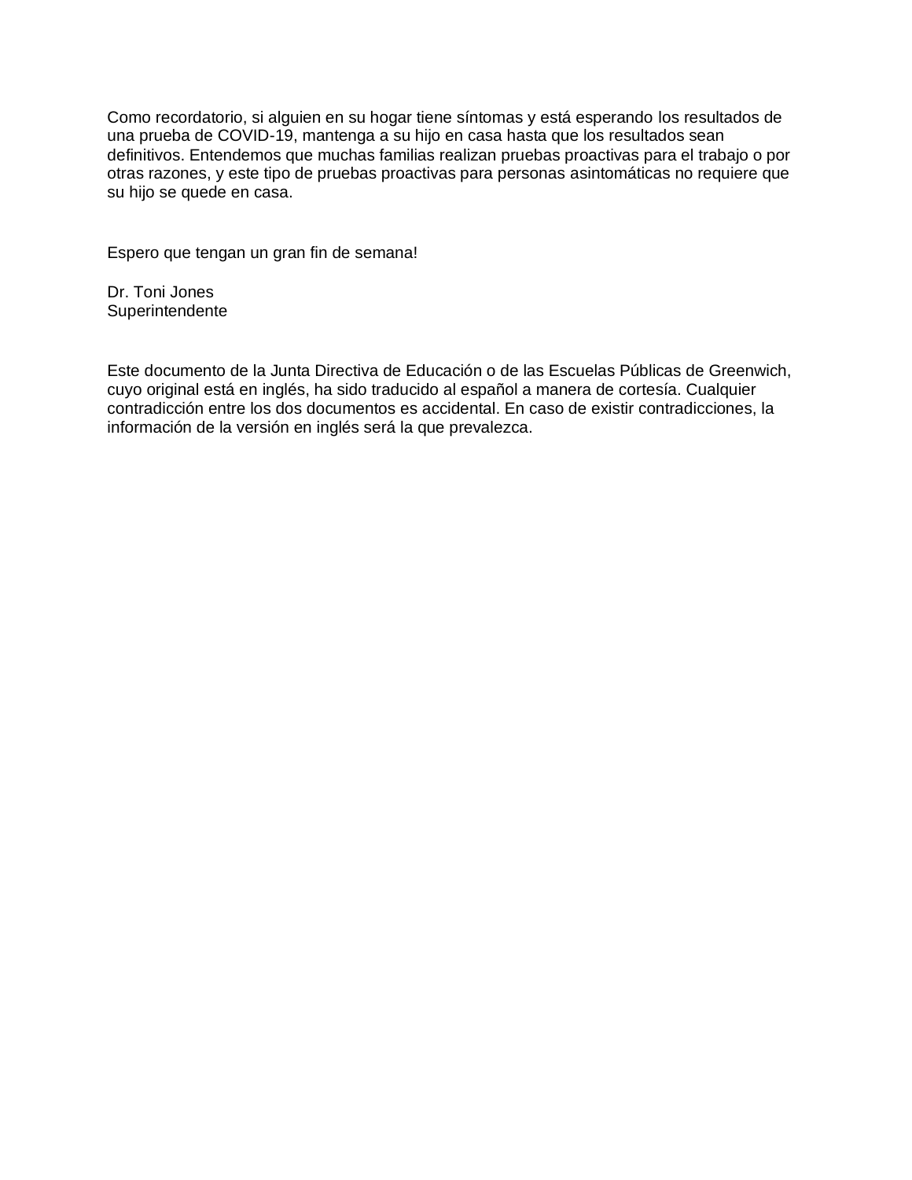Como recordatorio, si alguien en su hogar tiene síntomas y está esperando los resultados de una prueba de COVID-19, mantenga a su hijo en casa hasta que los resultados sean definitivos. Entendemos que muchas familias realizan pruebas proactivas para el trabajo o por otras razones, y este tipo de pruebas proactivas para personas asintomáticas no requiere que su hijo se quede en casa.

Espero que tengan un gran fin de semana!

Dr. Toni Jones
Superintendente

Este documento de la Junta Directiva de Educación o de las Escuelas Públicas de Greenwich, cuyo original está en inglés, ha sido traducido al español a manera de cortesía. Cualquier contradicción entre los dos documentos es accidental. En caso de existir contradicciones, la información de la versión en inglés será la que prevalezca.